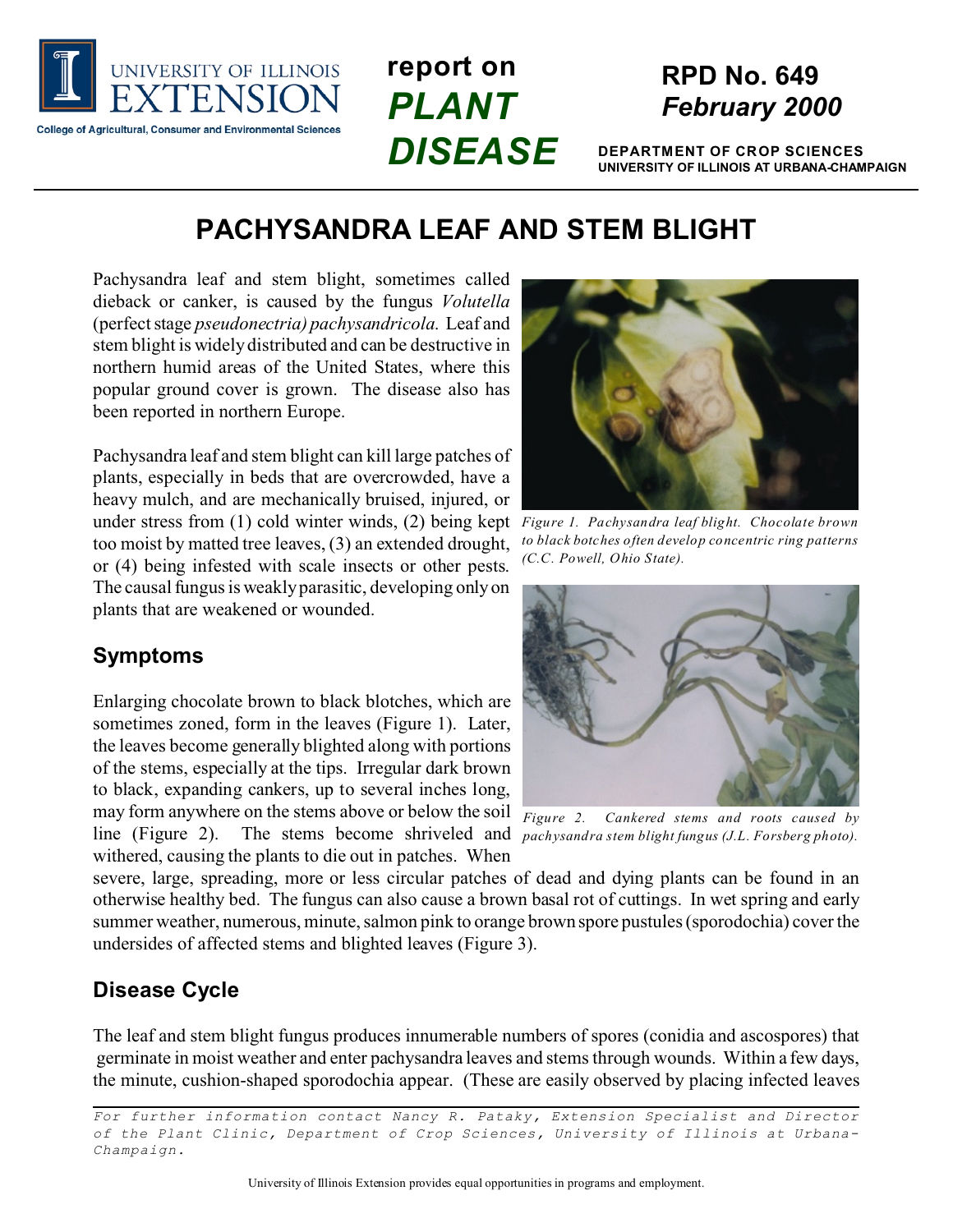report on **PLANT DISEASE**

**RPD No. 649**
***February 2000***

**DEPARTMENT OF CROP SCIENCES**
**UNIVERSITY OF ILLINOIS AT URBANA-CHAMPAIGN**

# PACHYSANDRA LEAF AND STEM BLIGHT

Pachysandra leaf and stem blight, sometimes called dieback or canker, is caused by the fungus *Volutella* (perfect stage *pseudonectria) pachysandricola.* Leaf and stem blight is widely distributed and can be destructive in northern humid areas of the United States, where this popular ground cover is grown. The disease also has been reported in northern Europe.

Pachysandra leaf and stem blight can kill large patches of plants, especially in beds that are overcrowded, have a heavy mulch, and are mechanically bruised, injured, or under stress from (1) cold winter winds, (2) being kept too moist by matted tree leaves, (3) an extended drought, or (4) being infested with scale insects or other pests. The causal fungus is weakly parasitic, developing only on plants that are weakened or wounded.

*Figure 1. Pachysandra leaf blight. Chocolate brown to black botches often develop concentric ring patterns (C.C. Powell, Ohio State).*

*Figure 2. Cankered stems and roots caused by pachysandra stem blight fungus (J.L. Forsberg photo).*

## Symptoms

Enlarging chocolate brown to black blotches, which are sometimes zoned, form in the leaves (Figure 1). Later, the leaves become generally blighted along with portions of the stems, especially at the tips. Irregular dark brown to black, expanding cankers, up to several inches long, may form anywhere on the stems above or below the soil line (Figure 2). The stems become shriveled and withered, causing the plants to die out in patches. When severe, large, spreading, more or less circular patches of dead and dying plants can be found in an otherwise healthy bed. The fungus can also cause a brown basal rot of cuttings. In wet spring and early summer weather, numerous, minute, salmon pink to orange brown spore pustules (sporodochia) cover the undersides of affected stems and blighted leaves (Figure 3).

## Disease Cycle

The leaf and stem blight fungus produces innumerable numbers of spores (conidia and ascospores) that germinate in moist weather and enter pachysandra leaves and stems through wounds. Within a few days, the minute, cushion-shaped sporodochia appear. (These are easily observed by placing infected leaves

*For further information contact Nancy R. Pataky, Extension Specialist and Director of the Plant Clinic, Department of Crop Sciences, University of Illinois at Urbana-Champaign.*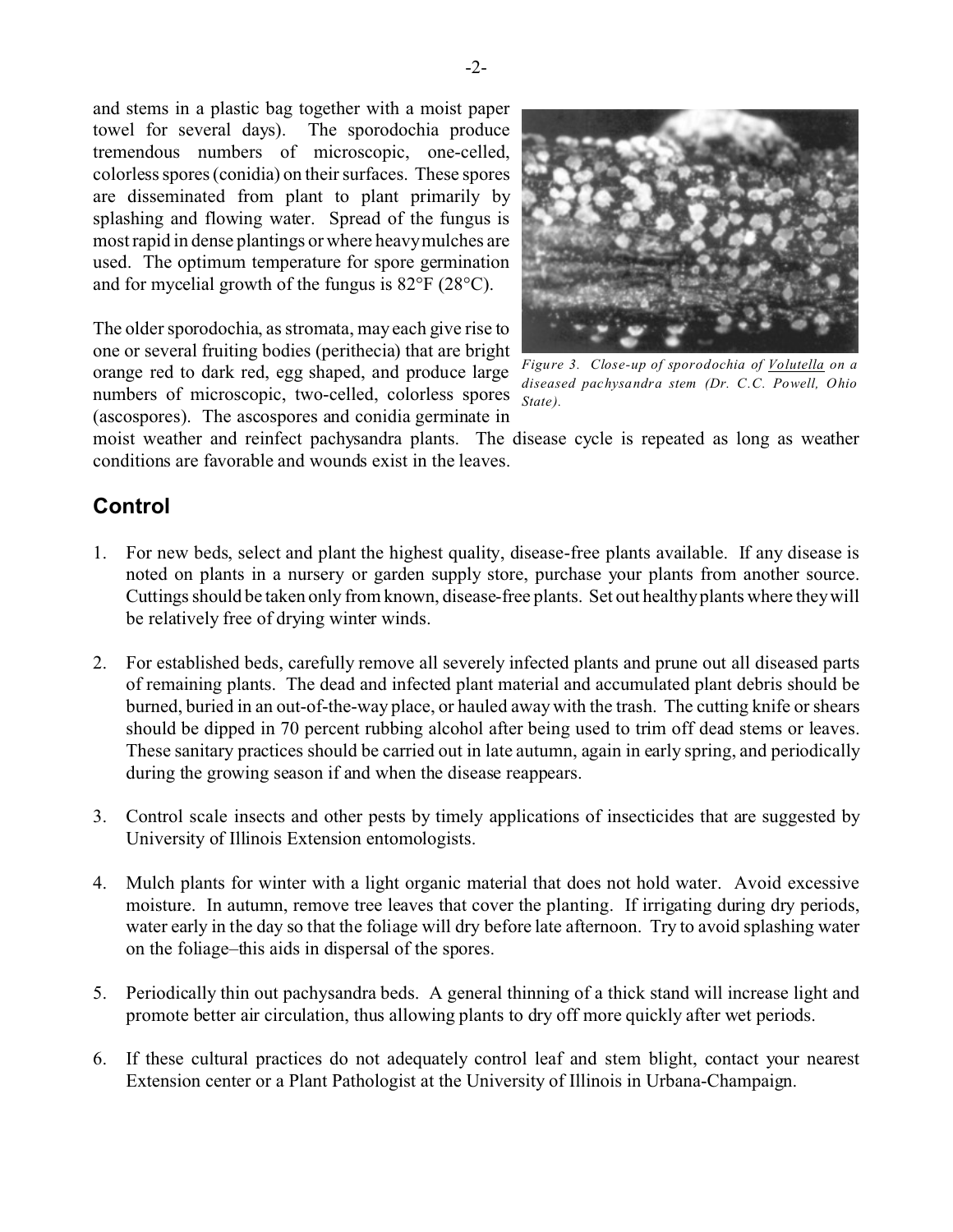and stems in a plastic bag together with a moist paper towel for several days). The sporodochia produce tremendous numbers of microscopic, one-celled, colorless spores (conidia) on their surfaces. These spores are disseminated from plant to plant primarily by splashing and flowing water. Spread of the fungus is most rapid in dense plantings or where heavy mulches are used. The optimum temperature for spore germination and for mycelial growth of the fungus is 82°F (28°C).

The older sporodochia, as stromata, may each give rise to one or several fruiting bodies (perithecia) that are bright orange red to dark red, egg shaped, and produce large numbers of microscopic, two-celled, colorless spores (ascospores). The ascospores and conidia germinate in moist weather and reinfect pachysandra plants. The disease cycle is repeated as long as weather conditions are favorable and wounds exist in the leaves.

*Figure 3. Close-up of sporodochia of Volutella on a diseased pachysandra stem (Dr. C.C. Powell, Ohio State).*

## Control

1. For new beds, select and plant the highest quality, disease-free plants available. If any disease is noted on plants in a nursery or garden supply store, purchase your plants from another source. Cuttings should be taken only from known, disease-free plants. Set out healthy plants where they will be relatively free of drying winter winds.

2. For established beds, carefully remove all severely infected plants and prune out all diseased parts of remaining plants. The dead and infected plant material and accumulated plant debris should be burned, buried in an out-of-the-way place, or hauled away with the trash. The cutting knife or shears should be dipped in 70 percent rubbing alcohol after being used to trim off dead stems or leaves. These sanitary practices should be carried out in late autumn, again in early spring, and periodically during the growing season if and when the disease reappears.

3. Control scale insects and other pests by timely applications of insecticides that are suggested by University of Illinois Extension entomologists.

4. Mulch plants for winter with a light organic material that does not hold water. Avoid excessive moisture. In autumn, remove tree leaves that cover the planting. If irrigating during dry periods, water early in the day so that the foliage will dry before late afternoon. Try to avoid splashing water on the foliage–this aids in dispersal of the spores.

5. Periodically thin out pachysandra beds. A general thinning of a thick stand will increase light and promote better air circulation, thus allowing plants to dry off more quickly after wet periods.

6. If these cultural practices do not adequately control leaf and stem blight, contact your nearest Extension center or a Plant Pathologist at the University of Illinois in Urbana-Champaign.